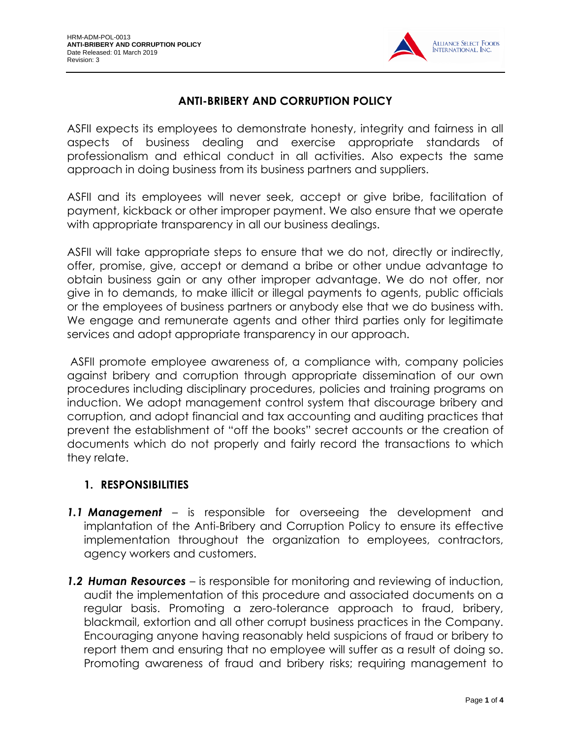# ANTI-BRIBERY AND CORRUPTION POLICY

ASFII expects its employees to demonstrate honesty, integrity and fairness in all aspects of business dealing and exercise appropriate standards of professionalism and ethical conduct in all activities. Also expects the same approach in doing business from its business partners and suppliers.

ASFII and its employees will never seek, accept or give bribe, facilitation of payment, kickback or other improper payment. We also ensure that we operate with appropriate transparency in all our business dealings.

ASFII will take appropriate steps to ensure that we do not, directly or indirectly, offer, promise, give, accept or demand a bribe or other undue advantage to obtain business gain or any other improper advantage. We do not offer, nor give in to demands, to make illicit or illegal payments to agents, public officials or the employees of business partners or anybody else that we do business with. We engage and remunerate agents and other third parties only for legitimate services and adopt appropriate transparency in our approach.

ASFII promote employee awareness of, a compliance with, company policies against bribery and corruption through appropriate dissemination of our own procedures including disciplinary procedures, policies and training programs on induction. We adopt management control system that discourage bribery and corruption, and adopt financial and tax accounting and auditing practices that prevent the establishment of "off the books" secret accounts or the creation of documents which do not properly and fairly record the transactions to which they relate.

## 1. RESPONSIBILITIES

***1.1 Management*** – is responsible for overseeing the development and implantation of the Anti-Bribery and Corruption Policy to ensure its effective implementation throughout the organization to employees, contractors, agency workers and customers.

***1.2 Human Resources*** – is responsible for monitoring and reviewing of induction, audit the implementation of this procedure and associated documents on a regular basis. Promoting a zero-tolerance approach to fraud, bribery, blackmail, extortion and all other corrupt business practices in the Company. Encouraging anyone having reasonably held suspicions of fraud or bribery to report them and ensuring that no employee will suffer as a result of doing so. Promoting awareness of fraud and bribery risks; requiring management to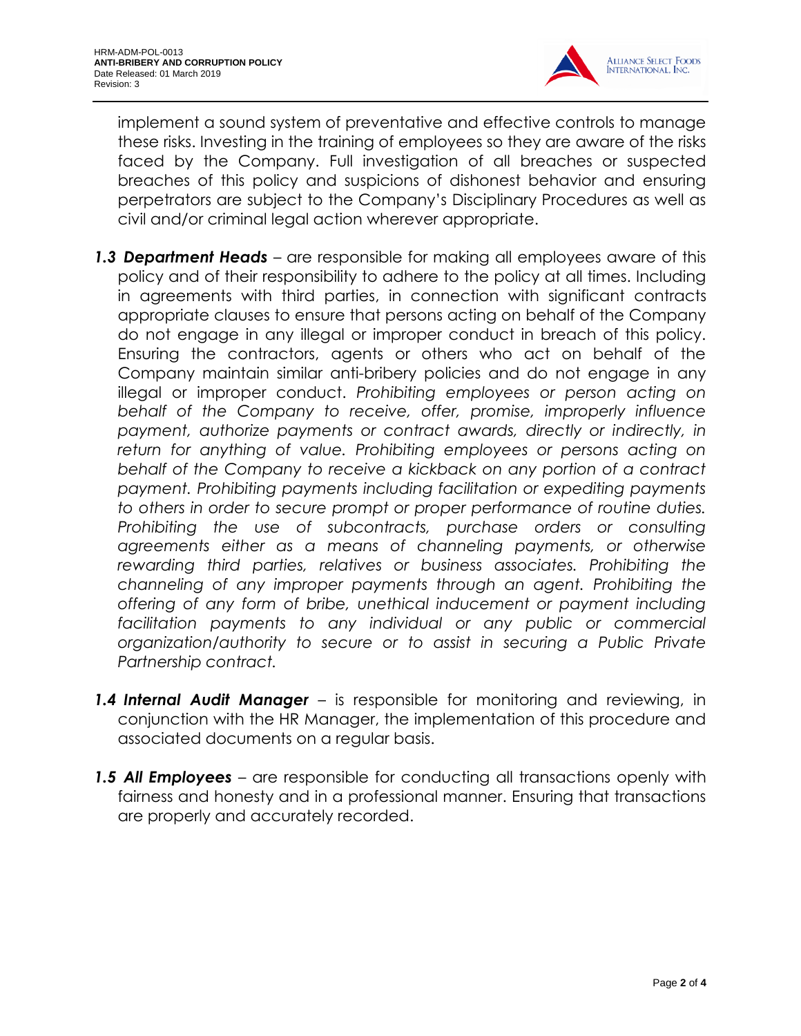implement a sound system of preventative and effective controls to manage these risks. Investing in the training of employees so they are aware of the risks faced by the Company. Full investigation of all breaches or suspected breaches of this policy and suspicions of dishonest behavior and ensuring perpetrators are subject to the Company's Disciplinary Procedures as well as civil and/or criminal legal action wherever appropriate.

***1.3 Department Heads*** – are responsible for making all employees aware of this policy and of their responsibility to adhere to the policy at all times. Including in agreements with third parties, in connection with significant contracts appropriate clauses to ensure that persons acting on behalf of the Company do not engage in any illegal or improper conduct in breach of this policy. Ensuring the contractors, agents or others who act on behalf of the Company maintain similar anti-bribery policies and do not engage in any illegal or improper conduct. *Prohibiting employees or person acting on behalf of the Company to receive, offer, promise, improperly influence payment, authorize payments or contract awards, directly or indirectly, in return for anything of value. Prohibiting employees or persons acting on behalf of the Company to receive a kickback on any portion of a contract payment. Prohibiting payments including facilitation or expediting payments to others in order to secure prompt or proper performance of routine duties. Prohibiting the use of subcontracts, purchase orders or consulting agreements either as a means of channeling payments, or otherwise rewarding third parties, relatives or business associates. Prohibiting the channeling of any improper payments through an agent. Prohibiting the offering of any form of bribe, unethical inducement or payment including facilitation payments to any individual or any public or commercial organization/authority to secure or to assist in securing a Public Private Partnership contract.*

***1.4 Internal Audit Manager*** – is responsible for monitoring and reviewing, in conjunction with the HR Manager, the implementation of this procedure and associated documents on a regular basis.

***1.5 All Employees*** – are responsible for conducting all transactions openly with fairness and honesty and in a professional manner. Ensuring that transactions are properly and accurately recorded.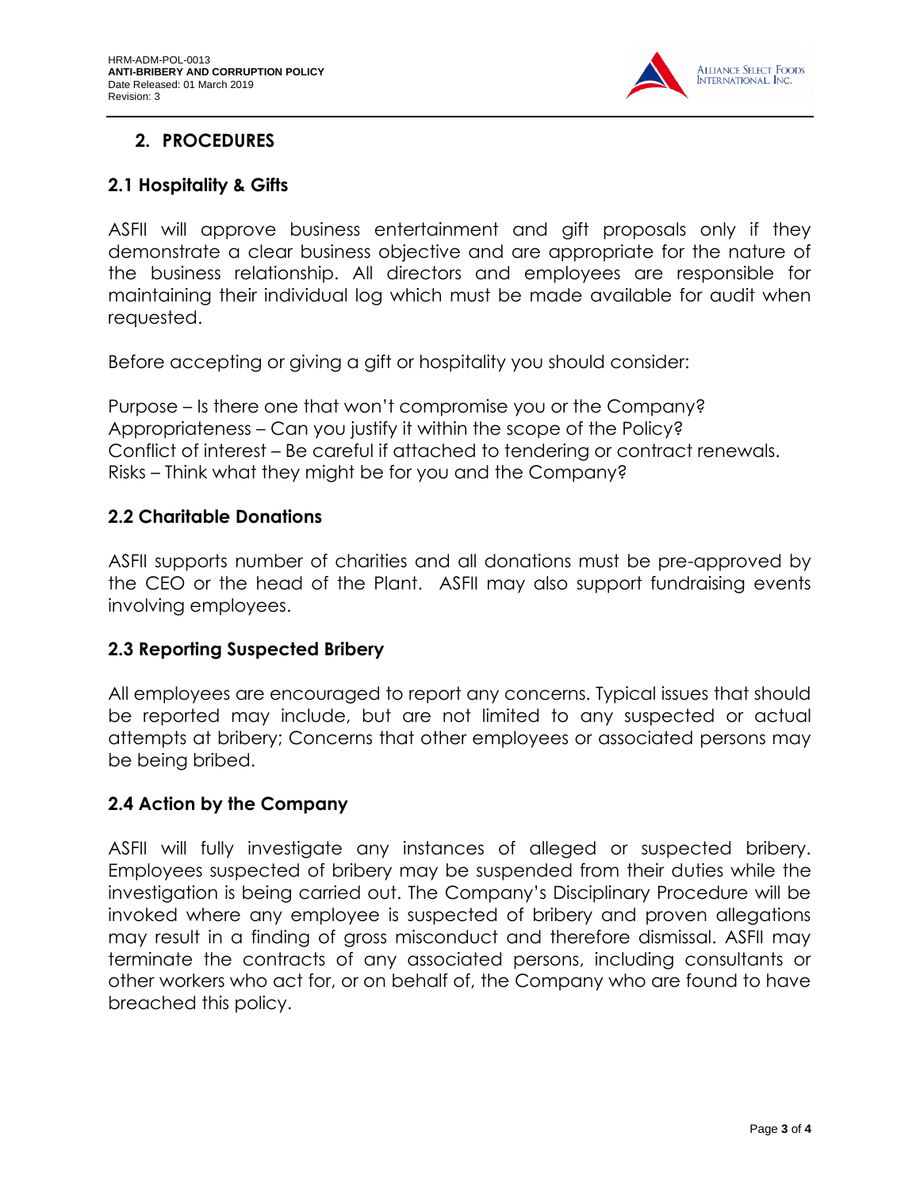## 2. PROCEDURES

### 2.1 Hospitality & Gifts

ASFII will approve business entertainment and gift proposals only if they demonstrate a clear business objective and are appropriate for the nature of the business relationship. All directors and employees are responsible for maintaining their individual log which must be made available for audit when requested.

Before accepting or giving a gift or hospitality you should consider:

Purpose – Is there one that won't compromise you or the Company?
Appropriateness – Can you justify it within the scope of the Policy?
Conflict of interest – Be careful if attached to tendering or contract renewals.
Risks – Think what they might be for you and the Company?

### 2.2 Charitable Donations

ASFII supports number of charities and all donations must be pre-approved by the CEO or the head of the Plant. ASFII may also support fundraising events involving employees.

### 2.3 Reporting Suspected Bribery

All employees are encouraged to report any concerns. Typical issues that should be reported may include, but are not limited to any suspected or actual attempts at bribery; Concerns that other employees or associated persons may be being bribed.

### 2.4 Action by the Company

ASFII will fully investigate any instances of alleged or suspected bribery. Employees suspected of bribery may be suspended from their duties while the investigation is being carried out. The Company's Disciplinary Procedure will be invoked where any employee is suspected of bribery and proven allegations may result in a finding of gross misconduct and therefore dismissal. ASFII may terminate the contracts of any associated persons, including consultants or other workers who act for, or on behalf of, the Company who are found to have breached this policy.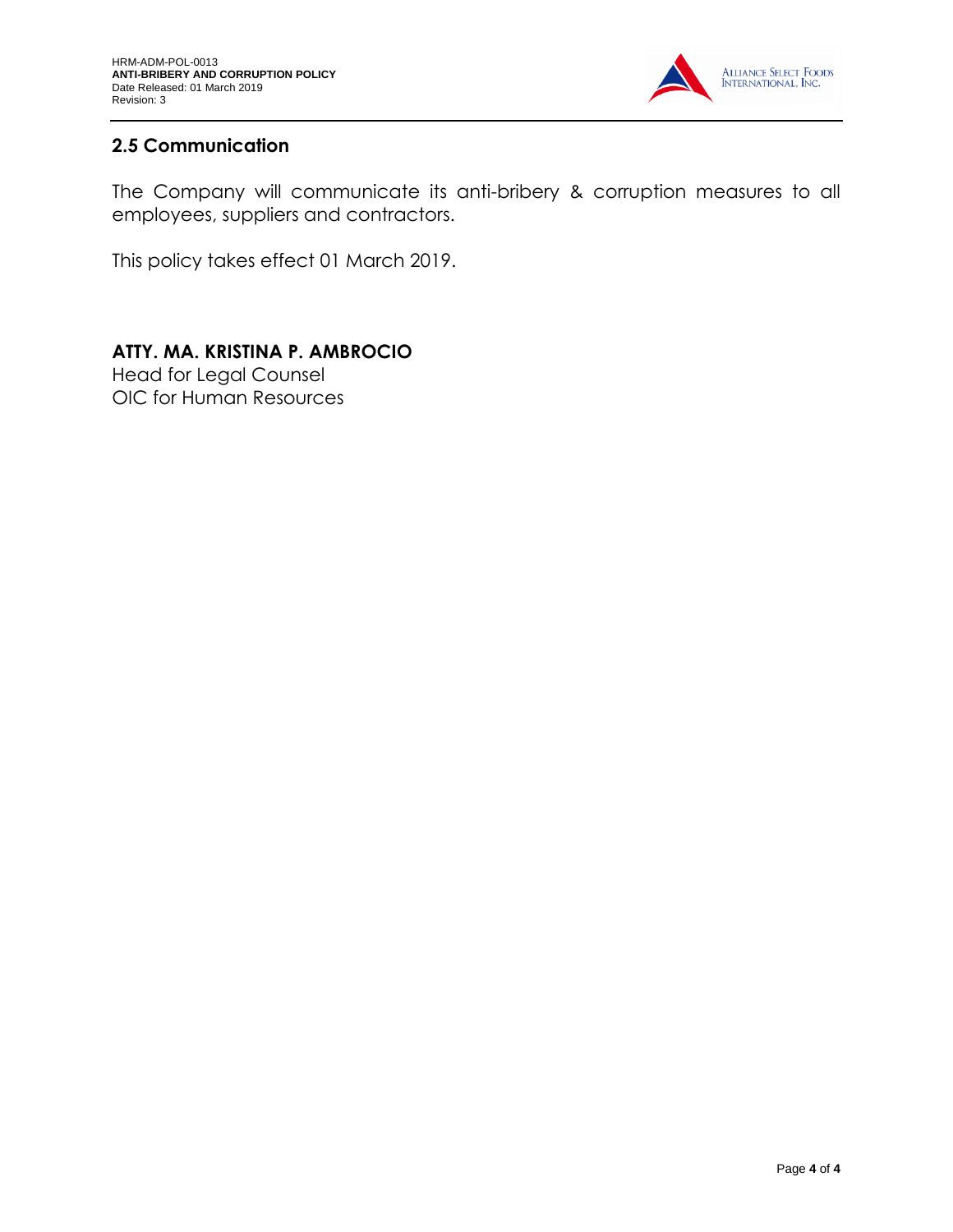## 2.5 Communication

The Company will communicate its anti-bribery & corruption measures to all employees, suppliers and contractors.

This policy takes effect 01 March 2019.

**ATTY. MA. KRISTINA P. AMBROCIO**
Head for Legal Counsel
OIC for Human Resources